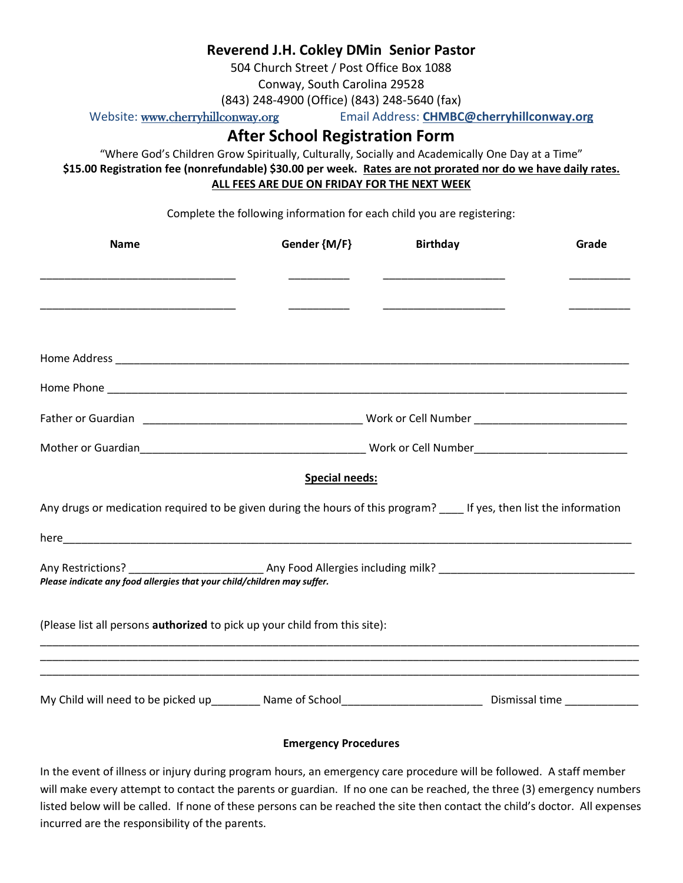**Reverend J.H. Cokley DMin Senior Pastor**

504 Church Street / Post Office Box 1088

Conway, South Carolina 29528

(843) 248-4900 (Office) (843) 248-5640 (fax)

Website: www.cherryhillconway.org Email Address: **CHMBC@cherryhillconway.org**

# After School Registration Form

"Where God's Children Grow Spiritually, Culturally, Socially and Academically One Day at a Time"

**$15.00 Registration fee (nonrefundable) $30.00 per week. Rates are not prorated nor do we have daily rates.**

**ALL FEES ARE DUE ON FRIDAY FOR THE NEXT WEEK**

Complete the following information for each child you are registering:

| Name | Gender {M/F} | Birthday | Grade |
|---|---|---|---|
| ______________________________ | __________ | ____________________ | __________ |
| ______________________________ | __________ | ____________________ | __________ |

Home Address ________________________________________________________________________________

Home Phone __________________________________________________________________________________

Father or Guardian ___________________________________ Work or Cell Number _________________________

Mother or Guardian___________________________________ Work or Cell Number_________________________

**Special needs:**

Any drugs or medication required to be given during the hours of this program? ____ If yes, then list the information here_____________________________________________________________________________________

Any Restrictions? _____________________ Any Food Allergies including milk? _______________________________

***Please indicate any food allergies that your child/children may suffer.***

(Please list all persons **authorized** to pick up your child from this site):

_______________________________________________________________________________________________

_______________________________________________________________________________________________

_______________________________________________________________________________________________

My Child will need to be picked up________ Name of School______________________ Dismissal time ____________

**Emergency Procedures**

In the event of illness or injury during program hours, an emergency care procedure will be followed. A staff member will make every attempt to contact the parents or guardian. If no one can be reached, the three (3) emergency numbers listed below will be called. If none of these persons can be reached the site then contact the child's doctor. All expenses incurred are the responsibility of the parents.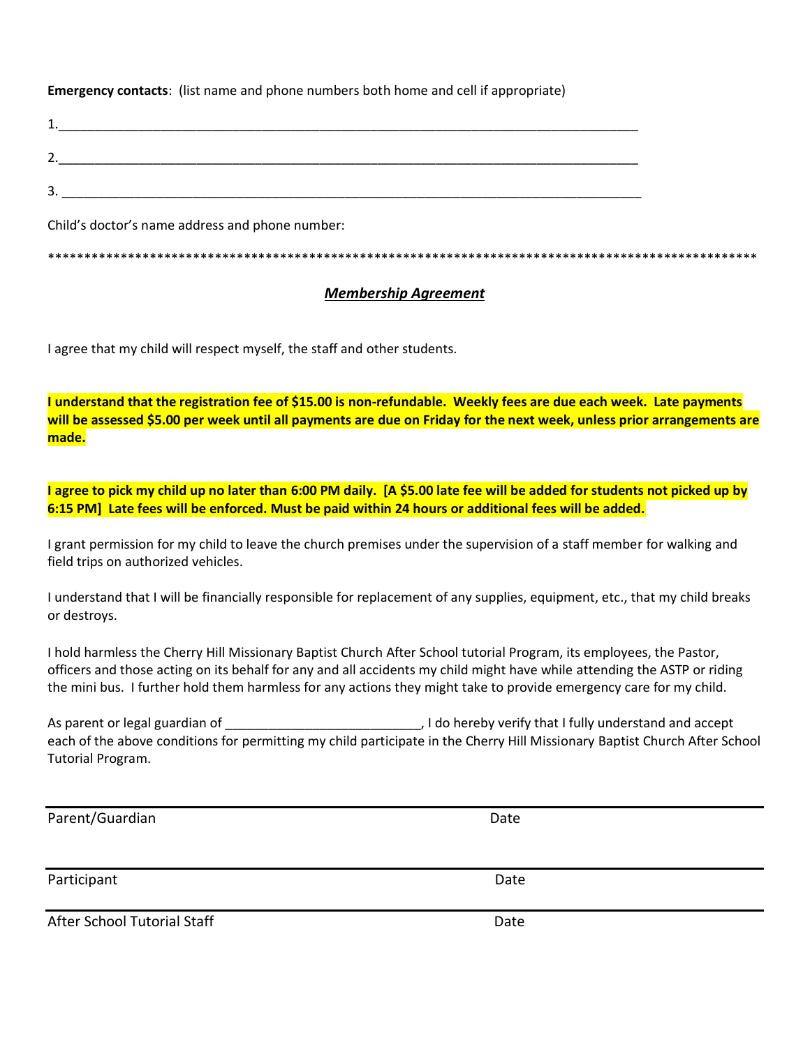**Emergency contacts**: (list name and phone numbers both home and cell if appropriate)

1.\_\_\_\_\_\_\_\_\_\_\_\_\_\_\_\_\_\_\_\_\_\_\_\_\_\_\_\_\_\_\_\_\_\_\_\_\_\_\_\_\_\_\_\_\_\_\_\_\_\_\_\_\_\_\_\_\_\_\_\_\_\_\_\_\_\_\_\_\_\_\_\_\_\_\_\_\_\_

2.\_\_\_\_\_\_\_\_\_\_\_\_\_\_\_\_\_\_\_\_\_\_\_\_\_\_\_\_\_\_\_\_\_\_\_\_\_\_\_\_\_\_\_\_\_\_\_\_\_\_\_\_\_\_\_\_\_\_\_\_\_\_\_\_\_\_\_\_\_\_\_\_\_\_\_\_\_\_

3. \_\_\_\_\_\_\_\_\_\_\_\_\_\_\_\_\_\_\_\_\_\_\_\_\_\_\_\_\_\_\_\_\_\_\_\_\_\_\_\_\_\_\_\_\_\_\_\_\_\_\_\_\_\_\_\_\_\_\_\_\_\_\_\_\_\_\_\_\_\_\_\_\_\_\_\_\_\_

Child's doctor's name address and phone number:

\*\*\*\*\*\*\*\*\*\*\*\*\*\*\*\*\*\*\*\*\*\*\*\*\*\*\*\*\*\*\*\*\*\*\*\*\*\*\*\*\*\*\*\*\*\*\*\*\*\*\*\*\*\*\*\*\*\*\*\*\*\*\*\*\*\*\*\*\*\*\*\*\*\*\*\*\*\*\*\*\*\*\*\*\*\*\*\*\*\*\*\*\*\*\*\*\*\*\*\*

## ***Membership Agreement***

I agree that my child will respect myself, the staff and other students.

**I understand that the registration fee of $15.00 is non-refundable. Weekly fees are due each week. Late payments will be assessed $5.00 per week until all payments are due on Friday for the next week, unless prior arrangements are made.**

**I agree to pick my child up no later than 6:00 PM daily. [A $5.00 late fee will be added for students not picked up by 6:15 PM] Late fees will be enforced. Must be paid within 24 hours or additional fees will be added.**

I grant permission for my child to leave the church premises under the supervision of a staff member for walking and field trips on authorized vehicles.

I understand that I will be financially responsible for replacement of any supplies, equipment, etc., that my child breaks or destroys.

I hold harmless the Cherry Hill Missionary Baptist Church After School tutorial Program, its employees, the Pastor, officers and those acting on its behalf for any and all accidents my child might have while attending the ASTP or riding the mini bus. I further hold them harmless for any actions they might take to provide emergency care for my child.

As parent or legal guardian of \_\_\_\_\_\_\_\_\_\_\_\_\_\_\_\_\_\_\_\_\_\_\_\_\_\_\_, I do hereby verify that I fully understand and accept each of the above conditions for permitting my child participate in the Cherry Hill Missionary Baptist Church After School Tutorial Program.

\_\_\_\_\_\_\_\_\_\_\_\_\_\_\_\_\_\_\_\_\_\_\_\_\_\_\_\_\_\_\_\_\_\_\_\_\_\_\_\_\_\_\_\_\_\_\_\_\_\_\_\_\_\_\_\_\_\_\_\_\_\_\_\_\_\_\_\_\_\_\_\_\_\_\_\_\_\_

Parent/Guardian Date

\_\_\_\_\_\_\_\_\_\_\_\_\_\_\_\_\_\_\_\_\_\_\_\_\_\_\_\_\_\_\_\_\_\_\_\_\_\_\_\_\_\_\_\_\_\_\_\_\_\_\_\_\_\_\_\_\_\_\_\_\_\_\_\_\_\_\_\_\_\_\_\_\_\_\_\_\_\_

Participant Date

\_\_\_\_\_\_\_\_\_\_\_\_\_\_\_\_\_\_\_\_\_\_\_\_\_\_\_\_\_\_\_\_\_\_\_\_\_\_\_\_\_\_\_\_\_\_\_\_\_\_\_\_\_\_\_\_\_\_\_\_\_\_\_\_\_\_\_\_\_\_\_\_\_\_\_\_\_\_

After School Tutorial Staff Date